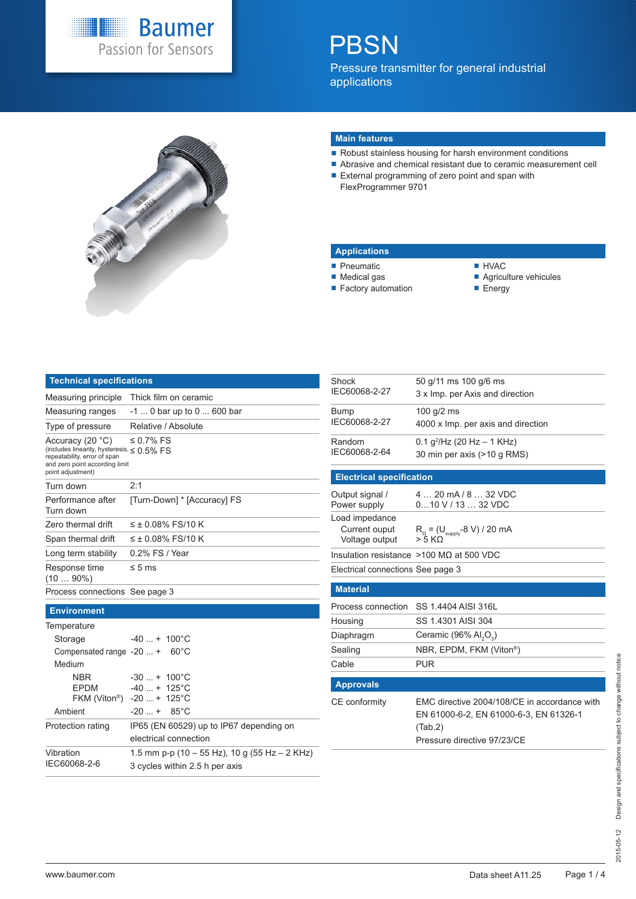Baumer
Passion for Sensors

# PBSN

Pressure transmitter for general industrial applications

## Main features

- Robust stainless housing for harsh environment conditions
- Abrasive and chemical resistant due to ceramic measurement cell
- External programming of zero point and span with FlexProgrammer 9701

## Applications

- Pneumatic
- Medical gas
- Factory automation
- HVAC
- Agriculture vehicules
- Energy

## Technical specifications

| | |
|---|---|
| Measuring principle | Thick film on ceramic |
| Measuring ranges | -1 ... 0 bar up to 0 ... 600 bar |
| Type of pressure | Relative / Absolute |
| Accuracy (20 °C) (includes linearity, hysteresis, repeatability, error of span and zero point according limit point adjustment) | ≤ 0.7% FS<br>≤ 0.5% FS |
| Turn down | 2:1 |
| Performance after Turn down | [Turn-Down] * [Accuracy] FS |
| Zero thermal drift | ≤ ± 0.08% FS/10 K |
| Span thermal drift | ≤ ± 0.08% FS/10 K |
| Long term stability | 0.2% FS / Year |
| Response time (10 … 90%) | ≤ 5 ms |
| Process connections | See page 3 |

## Environment

| | |
|---|---|
| Temperature | |
| Storage | -40 ... + 100°C |
| Compensated range | -20 ... + 60°C |
| Medium | |
| NBR | -30 ... + 100°C |
| EPDM | -40 ... + 125°C |
| FKM (Viton®) | -20 ... + 125°C |
| Ambient | -20 ... + 85°C |
| Protection rating | IP65 (EN 60529) up to IP67 depending on electrical connection |
| Vibration IEC60068-2-6 | 1.5 mm p-p (10 – 55 Hz), 10 g (55 Hz – 2 KHz)<br>3 cycles within 2.5 h per axis |
| Shock IEC60068-2-27 | 50 g/11 ms 100 g/6 ms<br>3 x Imp. per Axis and direction |
| Bump IEC60068-2-27 | 100 g/2 ms<br>4000 x Imp. per axis and direction |
| Random IEC60068-2-64 | 0.1 $g^2$/Hz (20 Hz – 1 KHz)<br>30 min per axis (>10 g RMS) |

## Electrical specification

| | |
|---|---|
| Output signal / Power supply | 4 … 20 mA / 8 … 32 VDC<br>0…10 V / 13 … 32 VDC |
| Load impedance | |
| Current output | $R_{\Omega} = (U_{supply} - 8\ V) / 20\ mA$ |
| Voltage output | > 5 KΩ |
| Insulation resistance | >100 MΩ at 500 VDC |
| Electrical connections | See page 3 |

## Material

| | |
|---|---|
| Process connection | SS 1.4404 AISI 316L |
| Housing | SS 1.4301 AISI 304 |
| Diaphragm | Ceramic (96% $Al_2O_3$) |
| Sealing | NBR, EPDM, FKM (Viton®) |
| Cable | PUR |

## Approvals

| | |
|---|---|
| CE conformity | EMC directive 2004/108/CE in accordance with EN 61000-6-2, EN 61000-6-3, EN 61326-1 (Tab.2)<br>Pressure directive 97/23/CE |

2015-05-12 Design and specifications subject to change without notice

www.baumer.com Data sheet A11.25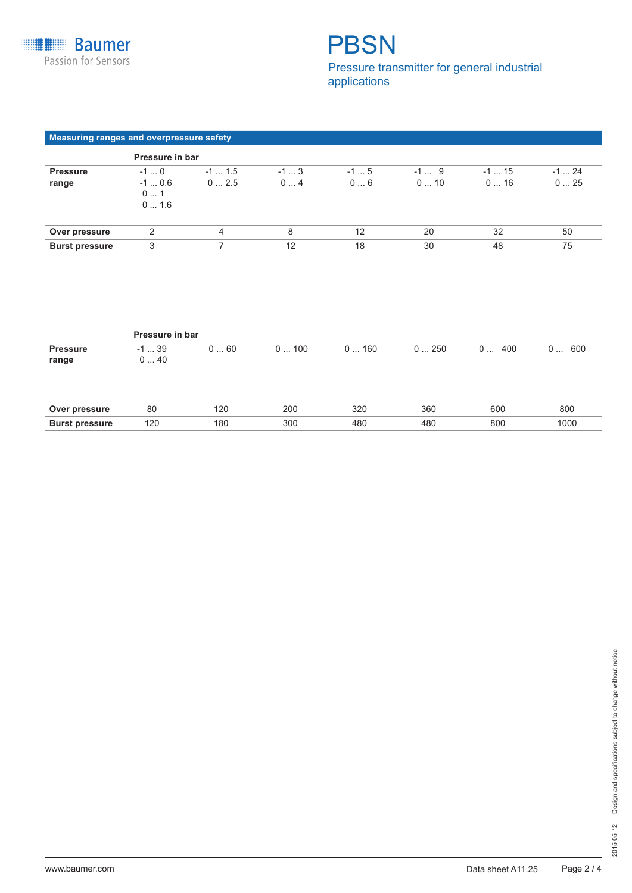## Measuring ranges and overpressure safety

| | Pressure in bar | | | | | | |
|---|---|---|---|---|---|---|---|
| **Pressure range** | -1 ... 0<br>-1 ... 0.6<br>0 ... 1<br>0 ... 1.6 | -1 ... 1.5<br>0 ... 2.5 | -1 ... 3<br>0 ... 4 | -1 ... 5<br>0 ... 6 | -1 ... 9<br>0 ... 10 | -1 ... 15<br>0 ... 16 | -1 ... 24<br>0 ... 25 |
| **Over pressure** | 2 | 4 | 8 | 12 | 20 | 32 | 50 |
| **Burst pressure** | 3 | 7 | 12 | 18 | 30 | 48 | 75 |

| | Pressure in bar | | | | | | |
|---|---|---|---|---|---|---|---|
| **Pressure range** | -1 ... 39<br>0 ... 40 | 0 ... 60 | 0 ... 100 | 0 ... 160 | 0 ... 250 | 0 ... 400 | 0 ... 600 |
| **Over pressure** | 80 | 120 | 200 | 320 | 360 | 600 | 800 |
| **Burst pressure** | 120 | 180 | 300 | 480 | 480 | 800 | 1000 |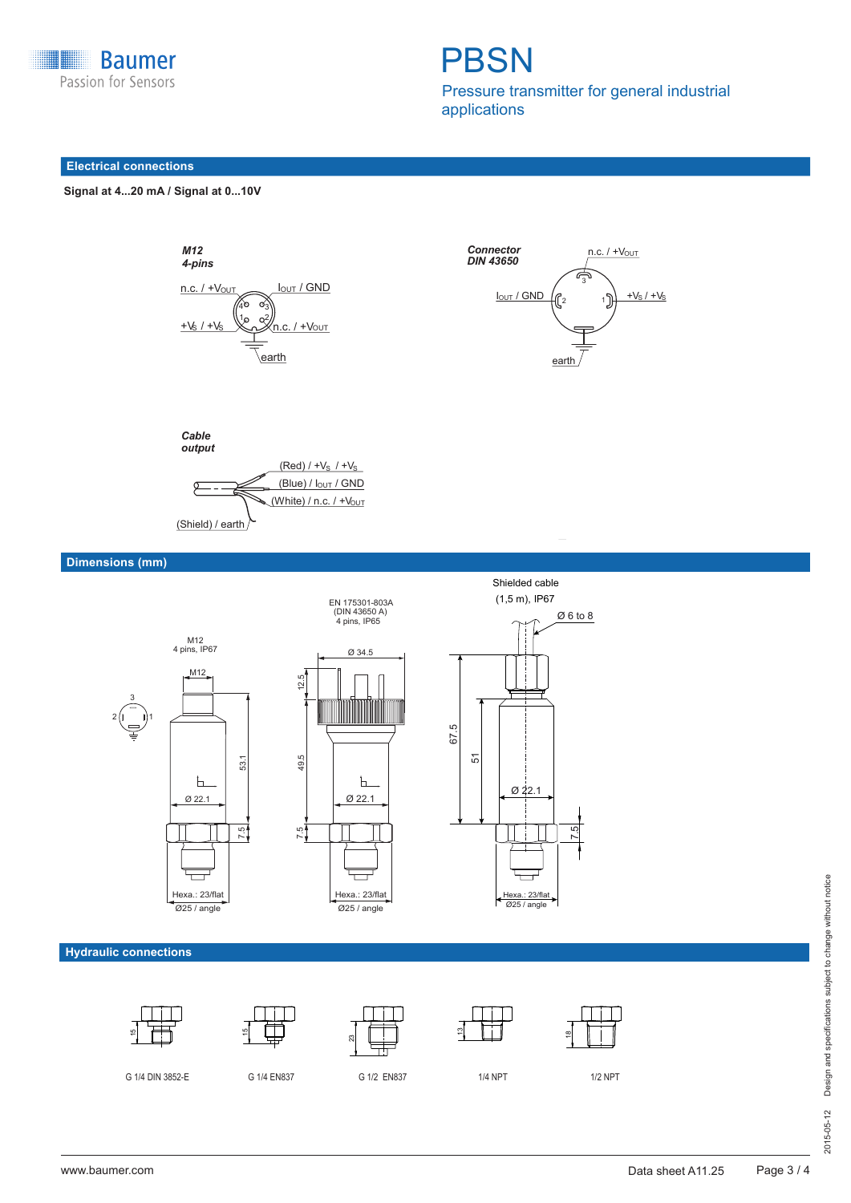# PBSN

Pressure transmitter for general industrial applications

## Electrical connections

**Signal at 4...20 mA / Signal at 0...10V**

*M12*
*4-pins*

n.c. / +$V_{OUT}$
$I_{OUT}$ / GND
+$V_S$ / +$V_S$
n.c. / +$V_{OUT}$
earth

*Connector*
*DIN 43650*

n.c. / +$V_{OUT}$
$I_{OUT}$ / GND
+$V_S$ / +$V_S$
earth

*Cable*
*output*

(Red) / +$V_S$ / +$V_S$
(Blue) / $I_{OUT}$ / GND
(White) / n.c. / +$V_{OUT}$
(Shield) / earth

## Dimensions (mm)

M12
4 pins, IP67

EN 175301-803A
(DIN 43650 A)
4 pins, IP65

Shielded cable
(1,5 m), IP67

Ø 6 to 8

M12 · Ø 22.1 · 53.1 · 7.5 · Hexa.: 23/flat · Ø25 / angle

Ø 34.5 · 12.5 · 49.5 · Ø 22.1 · 7.5 · Hexa.: 23/flat · Ø25 / angle

67.5 · 51 · Ø 22.1 · 7.5 · Hexa.: 23/flat · Ø25 / angle

## Hydraulic connections

| G 1/4 DIN 3852-E | G 1/4 EN837 | G 1/2 EN837 | 1/4 NPT | 1/2 NPT |
|---|---|---|---|---|
| 15 | 15 | 23 | 13 | 18 |

2015-05-12 Design and specifications subject to change without notice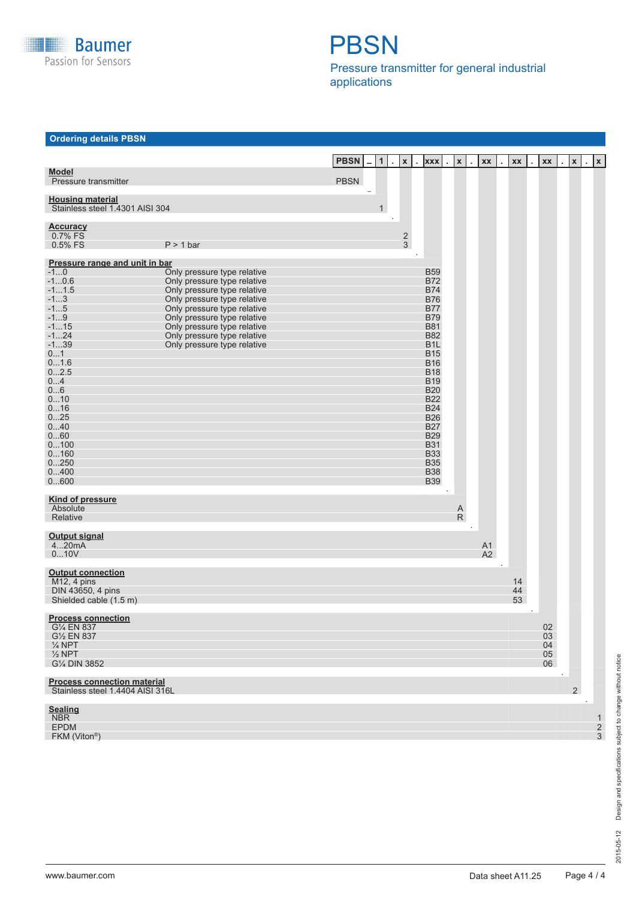# PBSN

## Pressure transmitter for general industrial applications

### Ordering details PBSN

| PBSN | – | 1 | . | x | . | xxx | . | x | . | xx | . | xx | . | xx | . | x | . | x |
|---|---|---|---|---|---|---|---|---|---|---|---|---|---|---|---|---|---|---|

**Model**

| | | Code |
|---|---|---|
| Pressure transmitter | | PBSN |

**Housing material**

| | | Code |
|---|---|---|
| Stainless steel 1.4301 AISI 304 | | 1 |

**Accuracy**

| | | Code |
|---|---|---|
| 0.7% FS | | 2 |
| 0.5% FS | P > 1 bar | 3 |

**Pressure range and unit in bar**

| | | Code |
|---|---|---|
| -1...0 | Only pressure type relative | B59 |
| -1...0.6 | Only pressure type relative | B72 |
| -1...1.5 | Only pressure type relative | B74 |
| -1...3 | Only pressure type relative | B76 |
| -1...5 | Only pressure type relative | B77 |
| -1...9 | Only pressure type relative | B79 |
| -1...15 | Only pressure type relative | B81 |
| -1...24 | Only pressure type relative | B82 |
| -1...39 | Only pressure type relative | B1L |
| 0...1 | | B15 |
| 0...1.6 | | B16 |
| 0...2.5 | | B18 |
| 0...4 | | B19 |
| 0...6 | | B20 |
| 0...10 | | B22 |
| 0...16 | | B24 |
| 0...25 | | B26 |
| 0...40 | | B27 |
| 0...60 | | B29 |
| 0...100 | | B31 |
| 0...160 | | B33 |
| 0...250 | | B35 |
| 0...400 | | B38 |
| 0...600 | | B39 |

**Kind of pressure**

| | Code |
|---|---|
| Absolute | A |
| Relative | R |

**Output signal**

| | Code |
|---|---|
| 4...20mA | A1 |
| 0...10V | A2 |

**Output connection**

| | Code |
|---|---|
| M12, 4 pins | 14 |
| DIN 43650, 4 pins | 44 |
| Shielded cable (1.5 m) | 53 |

**Process connection**

| | Code |
|---|---|
| G¼ EN 837 | 02 |
| G½ EN 837 | 03 |
| ¼ NPT | 04 |
| ½ NPT | 05 |
| G¼ DIN 3852 | 06 |

**Process connection material**

| | Code |
|---|---|
| Stainless steel 1.4404 AISI 316L | 2 |

**Sealing**

| | Code |
|---|---|
| NBR | 1 |
| EPDM | 2 |
| FKM (Viton®) | 3 |

2015-05-12 Design and specifications subject to change without notice

www.baumer.com Data sheet A11.25